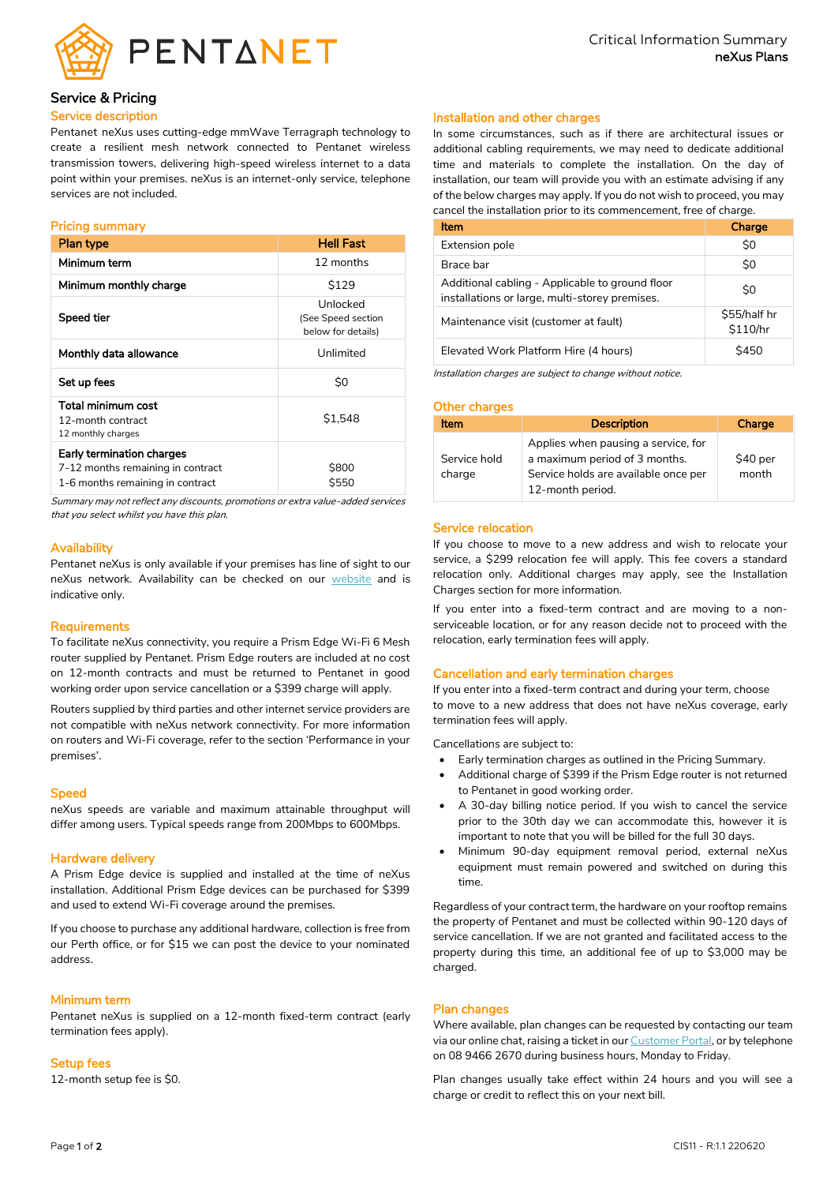Critical Information Summary
**neXus Plans**

## Service & Pricing

### Service description

Pentanet neXus uses cutting-edge mmWave Terragraph technology to create a resilient mesh network connected to Pentanet wireless transmission towers, delivering high-speed wireless internet to a data point within your premises. neXus is an internet-only service, telephone services are not included.

### Pricing summary

| Plan type | Hell Fast |
|---|---|
| Minimum term | 12 months |
| Minimum monthly charge | $129 |
| Speed tier | Unlocked (See Speed section below for details) |
| Monthly data allowance | Unlimited |
| Set up fees | $0 |
| **Total minimum cost** 12-month contract 12 monthly charges | $1,548 |
| **Early termination charges** 7-12 months remaining in contract 1-6 months remaining in contract | $800 $550 |

*Summary may not reflect any discounts, promotions or extra value-added services that you select whilst you have this plan.*

### Availability

Pentanet neXus is only available if your premises has line of sight to our neXus network. Availability can be checked on our website and is indicative only.

### Requirements

To facilitate neXus connectivity, you require a Prism Edge Wi-Fi 6 Mesh router supplied by Pentanet. Prism Edge routers are included at no cost on 12-month contracts and must be returned to Pentanet in good working order upon service cancellation or a $399 charge will apply.

Routers supplied by third parties and other internet service providers are not compatible with neXus network connectivity. For more information on routers and Wi-Fi coverage, refer to the section 'Performance in your premises'.

### Speed

neXus speeds are variable and maximum attainable throughput will differ among users. Typical speeds range from 200Mbps to 600Mbps.

### Hardware delivery

A Prism Edge device is supplied and installed at the time of neXus installation. Additional Prism Edge devices can be purchased for $399 and used to extend Wi-Fi coverage around the premises.

If you choose to purchase any additional hardware, collection is free from our Perth office, or for $15 we can post the device to your nominated address.

### Minimum term

Pentanet neXus is supplied on a 12-month fixed-term contract (early termination fees apply).

### Setup fees

12-month setup fee is $0.

### Installation and other charges

In some circumstances, such as if there are architectural issues or additional cabling requirements, we may need to dedicate additional time and materials to complete the installation. On the day of installation, our team will provide you with an estimate advising if any of the below charges may apply. If you do not wish to proceed, you may cancel the installation prior to its commencement, free of charge.

| Item | Charge |
|---|---|
| Extension pole | $0 |
| Brace bar | $0 |
| Additional cabling - Applicable to ground floor installations or large, multi-storey premises. | $0 |
| Maintenance visit (customer at fault) | $55/half hr $110/hr |
| Elevated Work Platform Hire (4 hours) | $450 |

*Installation charges are subject to change without notice.*

### Other charges

| Item | Description | Charge |
|---|---|---|
| Service hold charge | Applies when pausing a service, for a maximum period of 3 months. Service holds are available once per 12-month period. | $40 per month |

### Service relocation

If you choose to move to a new address and wish to relocate your service, a $299 relocation fee will apply. This fee covers a standard relocation only. Additional charges may apply, see the Installation Charges section for more information.

If you enter into a fixed-term contract and are moving to a non-serviceable location, or for any reason decide not to proceed with the relocation, early termination fees will apply.

### Cancellation and early termination charges

If you enter into a fixed-term contract and during your term, choose to move to a new address that does not have neXus coverage, early termination fees will apply.

Cancellations are subject to:

- Early termination charges as outlined in the Pricing Summary.
- Additional charge of $399 if the Prism Edge router is not returned to Pentanet in good working order.
- A 30-day billing notice period. If you wish to cancel the service prior to the 30th day we can accommodate this, however it is important to note that you will be billed for the full 30 days.
- Minimum 90-day equipment removal period, external neXus equipment must remain powered and switched on during this time.

Regardless of your contract term, the hardware on your rooftop remains the property of Pentanet and must be collected within 90-120 days of service cancellation. If we are not granted and facilitated access to the property during this time, an additional fee of up to $3,000 may be charged.

### Plan changes

Where available, plan changes can be requested by contacting our team via our online chat, raising a ticket in our Customer Portal, or by telephone on 08 9466 2670 during business hours, Monday to Friday.

Plan changes usually take effect within 24 hours and you will see a charge or credit to reflect this on your next bill.

CIS11 - R:1.1 220620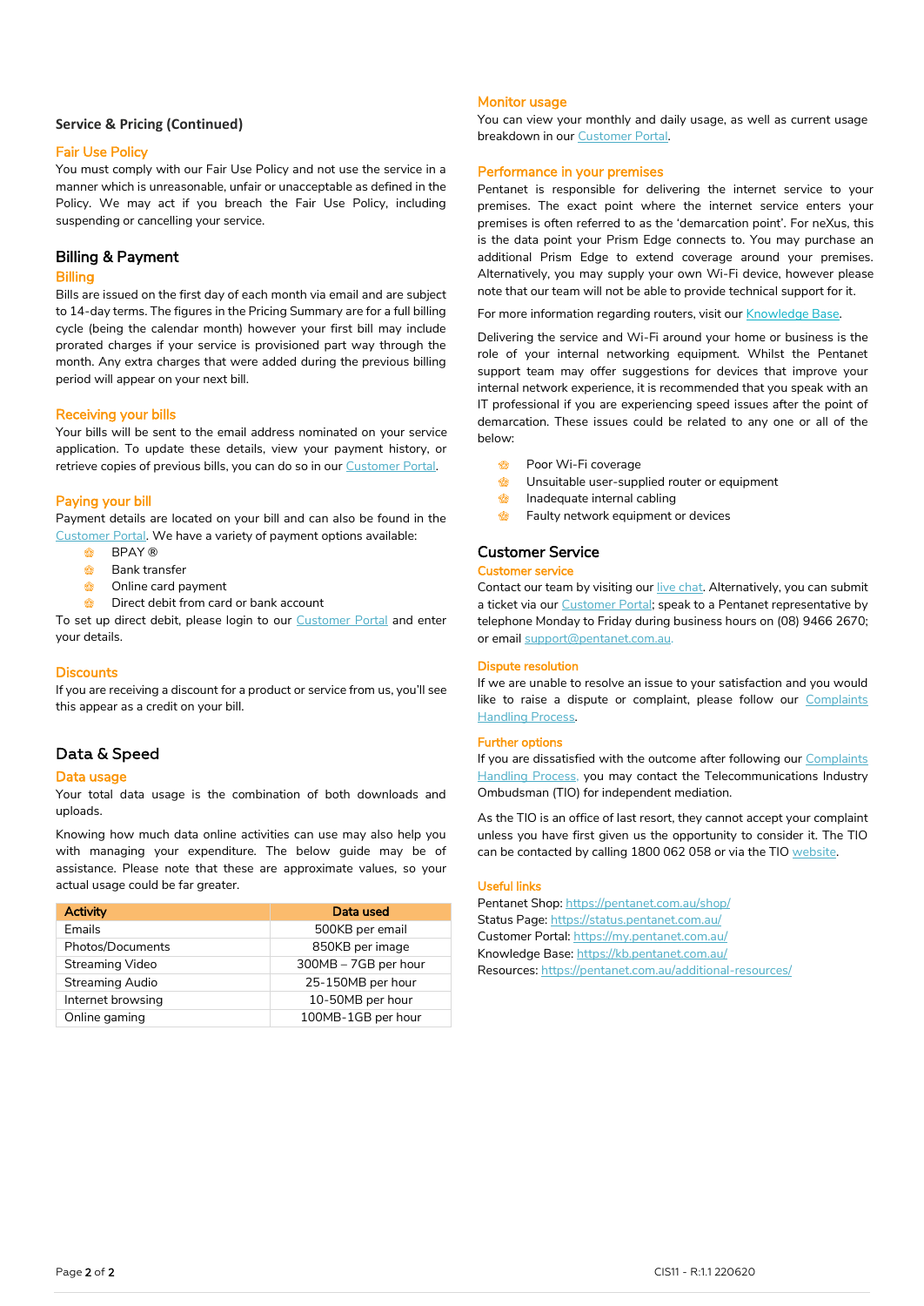## Service & Pricing (Continued)

### Fair Use Policy

You must comply with our Fair Use Policy and not use the service in a manner which is unreasonable, unfair or unacceptable as defined in the Policy. We may act if you breach the Fair Use Policy, including suspending or cancelling your service.

## Billing & Payment

### Billing

Bills are issued on the first day of each month via email and are subject to 14-day terms. The figures in the Pricing Summary are for a full billing cycle (being the calendar month) however your first bill may include prorated charges if your service is provisioned part way through the month. Any extra charges that were added during the previous billing period will appear on your next bill.

### Receiving your bills

Your bills will be sent to the email address nominated on your service application. To update these details, view your payment history, or retrieve copies of previous bills, you can do so in our Customer Portal.

### Paying your bill

Payment details are located on your bill and can also be found in the Customer Portal. We have a variety of payment options available:

- BPAY ®
- Bank transfer
- Online card payment
- Direct debit from card or bank account

To set up direct debit, please login to our Customer Portal and enter your details.

### Discounts

If you are receiving a discount for a product or service from us, you'll see this appear as a credit on your bill.

## Data & Speed

### Data usage

Your total data usage is the combination of both downloads and uploads.

Knowing how much data online activities can use may also help you with managing your expenditure. The below guide may be of assistance. Please note that these are approximate values, so your actual usage could be far greater.

| Activity | Data used |
|---|---|
| Emails | 500KB per email |
| Photos/Documents | 850KB per image |
| Streaming Video | 300MB – 7GB per hour |
| Streaming Audio | 25-150MB per hour |
| Internet browsing | 10-50MB per hour |
| Online gaming | 100MB-1GB per hour |

### Monitor usage

You can view your monthly and daily usage, as well as current usage breakdown in our Customer Portal.

### Performance in your premises

Pentanet is responsible for delivering the internet service to your premises. The exact point where the internet service enters your premises is often referred to as the 'demarcation point'. For neXus, this is the data point your Prism Edge connects to. You may purchase an additional Prism Edge to extend coverage around your premises. Alternatively, you may supply your own Wi-Fi device, however please note that our team will not be able to provide technical support for it.

For more information regarding routers, visit our Knowledge Base.

Delivering the service and Wi-Fi around your home or business is the role of your internal networking equipment. Whilst the Pentanet support team may offer suggestions for devices that improve your internal network experience, it is recommended that you speak with an IT professional if you are experiencing speed issues after the point of demarcation. These issues could be related to any one or all of the below:

- Poor Wi-Fi coverage
- Unsuitable user-supplied router or equipment
- Inadequate internal cabling
- Faulty network equipment or devices

## Customer Service

### Customer service

Contact our team by visiting our live chat. Alternatively, you can submit a ticket via our Customer Portal; speak to a Pentanet representative by telephone Monday to Friday during business hours on (08) 9466 2670; or email support@pentanet.com.au.

### Dispute resolution

If we are unable to resolve an issue to your satisfaction and you would like to raise a dispute or complaint, please follow our Complaints Handling Process.

### Further options

If you are dissatisfied with the outcome after following our Complaints Handling Process, you may contact the Telecommunications Industry Ombudsman (TIO) for independent mediation.

As the TIO is an office of last resort, they cannot accept your complaint unless you have first given us the opportunity to consider it. The TIO can be contacted by calling 1800 062 058 or via the TIO website.

### Useful links

Pentanet Shop: https://pentanet.com.au/shop/
Status Page: https://status.pentanet.com.au/
Customer Portal: https://my.pentanet.com.au/
Knowledge Base: https://kb.pentanet.com.au/
Resources: https://pentanet.com.au/additional-resources/

CIS11 - R:1.1 220620